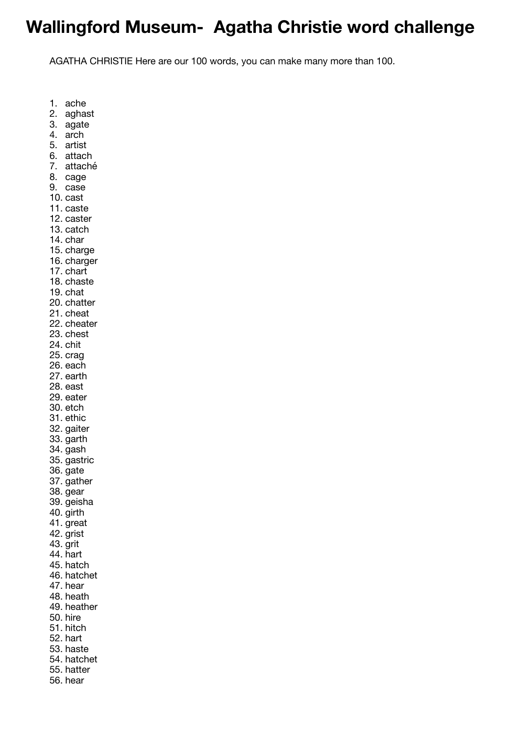# Wallingford Museum- Agatha Christie word challenge

AGATHA CHRISTIE Here are our 100 words, you can make many more than 100.

1. ache
2. aghast
3. agate
4. arch
5. artist
6. attach
7. attaché
8. cage
9. case
10. cast
11. caste
12. caster
13. catch
14. char
15. charge
16. charger
17. chart
18. chaste
19. chat
20. chatter
21. cheat
22. cheater
23. chest
24. chit
25. crag
26. each
27. earth
28. east
29. eater
30. etch
31. ethic
32. gaiter
33. garth
34. gash
35. gastric
36. gate
37. gather
38. gear
39. geisha
40. girth
41. great
42. grist
43. grit
44. hart
45. hatch
46. hatchet
47. hear
48. heath
49. heather
50. hire
51. hitch
52. hart
53. haste
54. hatchet
55. hatter
56. hear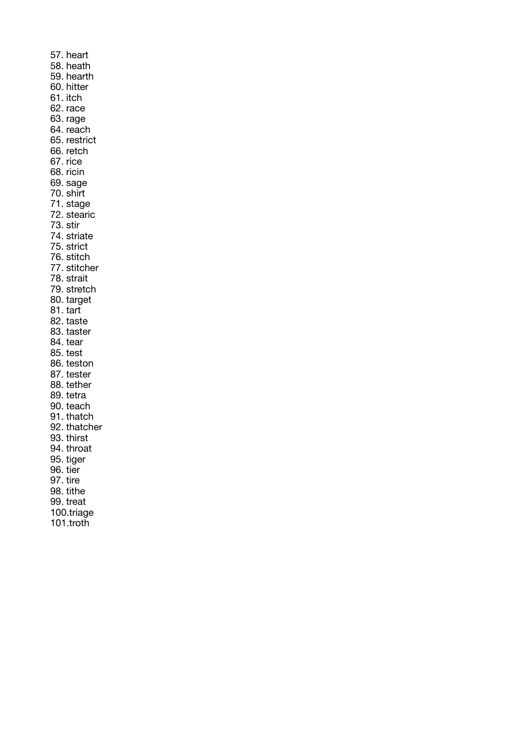57. heart
58. heath
59. hearth
60. hitter
61. itch
62. race
63. rage
64. reach
65. restrict
66. retch
67. rice
68. ricin
69. sage
70. shirt
71. stage
72. stearic
73. stir
74. striate
75. strict
76. stitch
77. stitcher
78. strait
79. stretch
80. target
81. tart
82. taste
83. taster
84. tear
85. test
86. teston
87. tester
88. tether
89. tetra
90. teach
91. thatch
92. thatcher
93. thirst
94. throat
95. tiger
96. tier
97. tire
98. tithe
99. treat
100. triage
101. troth